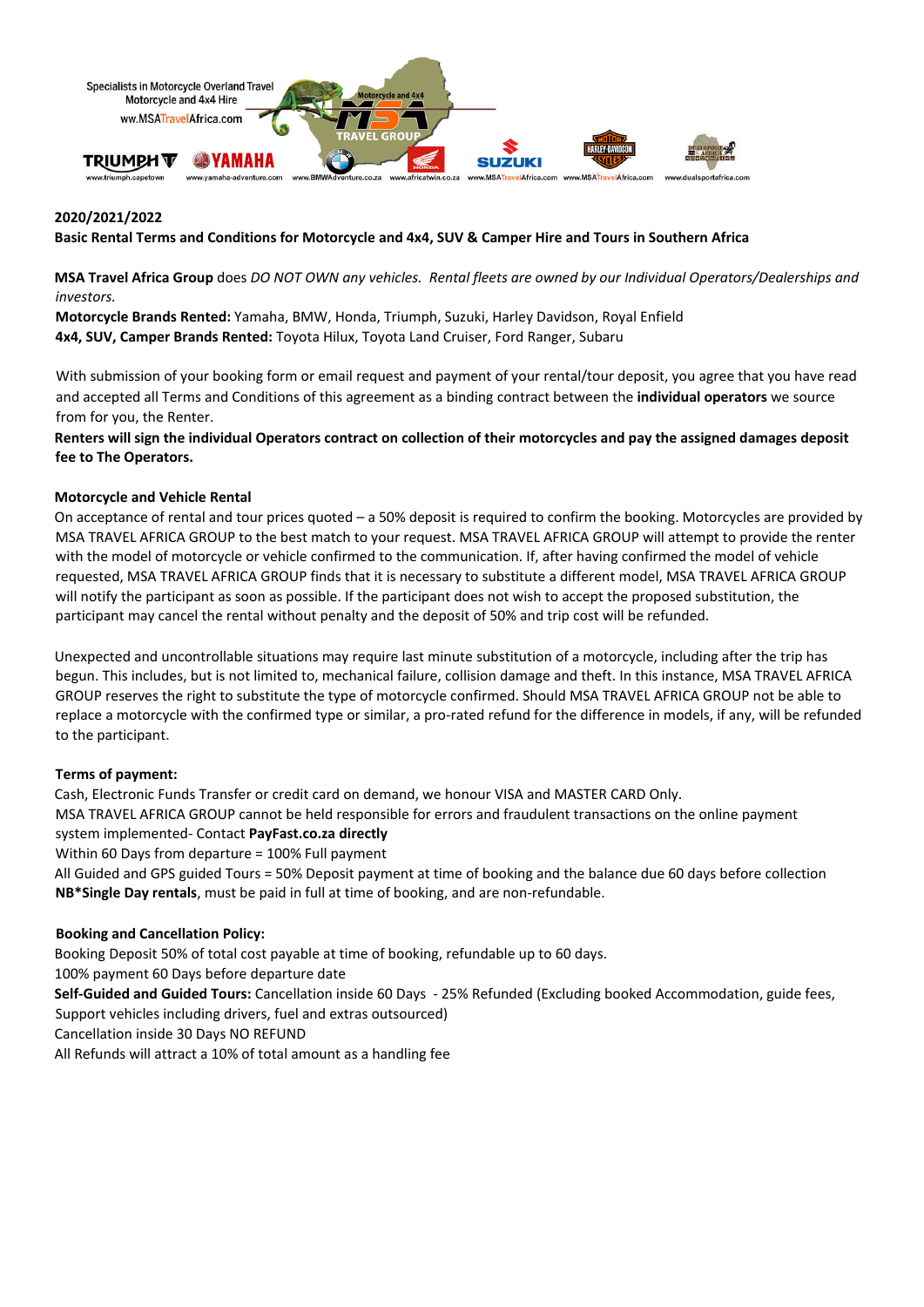Specialists in Motorcycle Overland Travel
Motorcycle and 4x4 Hire
ww.MSATravelAfrica.com

**2020/2021/2022**

**Basic Rental Terms and Conditions for Motorcycle and 4x4, SUV & Camper Hire and Tours in Southern Africa**

**MSA Travel Africa Group** does *DO NOT OWN any vehicles. Rental fleets are owned by our Individual Operators/Dealerships and investors.*

**Motorcycle Brands Rented:** Yamaha, BMW, Honda, Triumph, Suzuki, Harley Davidson, Royal Enfield

**4x4, SUV, Camper Brands Rented:** Toyota Hilux, Toyota Land Cruiser, Ford Ranger, Subaru

With submission of your booking form or email request and payment of your rental/tour deposit, you agree that you have read and accepted all Terms and Conditions of this agreement as a binding contract between the **individual operators** we source from for you, the Renter.

**Renters will sign the individual Operators contract on collection of their motorcycles and pay the assigned damages deposit fee to The Operators.**

**Motorcycle and Vehicle Rental**

On acceptance of rental and tour prices quoted – a 50% deposit is required to confirm the booking. Motorcycles are provided by MSA TRAVEL AFRICA GROUP to the best match to your request. MSA TRAVEL AFRICA GROUP will attempt to provide the renter with the model of motorcycle or vehicle confirmed to the communication. If, after having confirmed the model of vehicle requested, MSA TRAVEL AFRICA GROUP finds that it is necessary to substitute a different model, MSA TRAVEL AFRICA GROUP will notify the participant as soon as possible. If the participant does not wish to accept the proposed substitution, the participant may cancel the rental without penalty and the deposit of 50% and trip cost will be refunded.

Unexpected and uncontrollable situations may require last minute substitution of a motorcycle, including after the trip has begun. This includes, but is not limited to, mechanical failure, collision damage and theft. In this instance, MSA TRAVEL AFRICA GROUP reserves the right to substitute the type of motorcycle confirmed. Should MSA TRAVEL AFRICA GROUP not be able to replace a motorcycle with the confirmed type or similar, a pro-rated refund for the difference in models, if any, will be refunded to the participant.

**Terms of payment:**

Cash, Electronic Funds Transfer or credit card on demand, we honour VISA and MASTER CARD Only.

MSA TRAVEL AFRICA GROUP cannot be held responsible for errors and fraudulent transactions on the online payment system implemented- Contact **PayFast.co.za directly**

Within 60 Days from departure = 100% Full payment

All Guided and GPS guided Tours = 50% Deposit payment at time of booking and the balance due 60 days before collection

**NB*Single Day rentals**, must be paid in full at time of booking, and are non-refundable.

**Booking and Cancellation Policy:**

Booking Deposit 50% of total cost payable at time of booking, refundable up to 60 days.

100% payment 60 Days before departure date

**Self-Guided and Guided Tours:** Cancellation inside 60 Days - 25% Refunded (Excluding booked Accommodation, guide fees, Support vehicles including drivers, fuel and extras outsourced)

Cancellation inside 30 Days NO REFUND

All Refunds will attract a 10% of total amount as a handling fee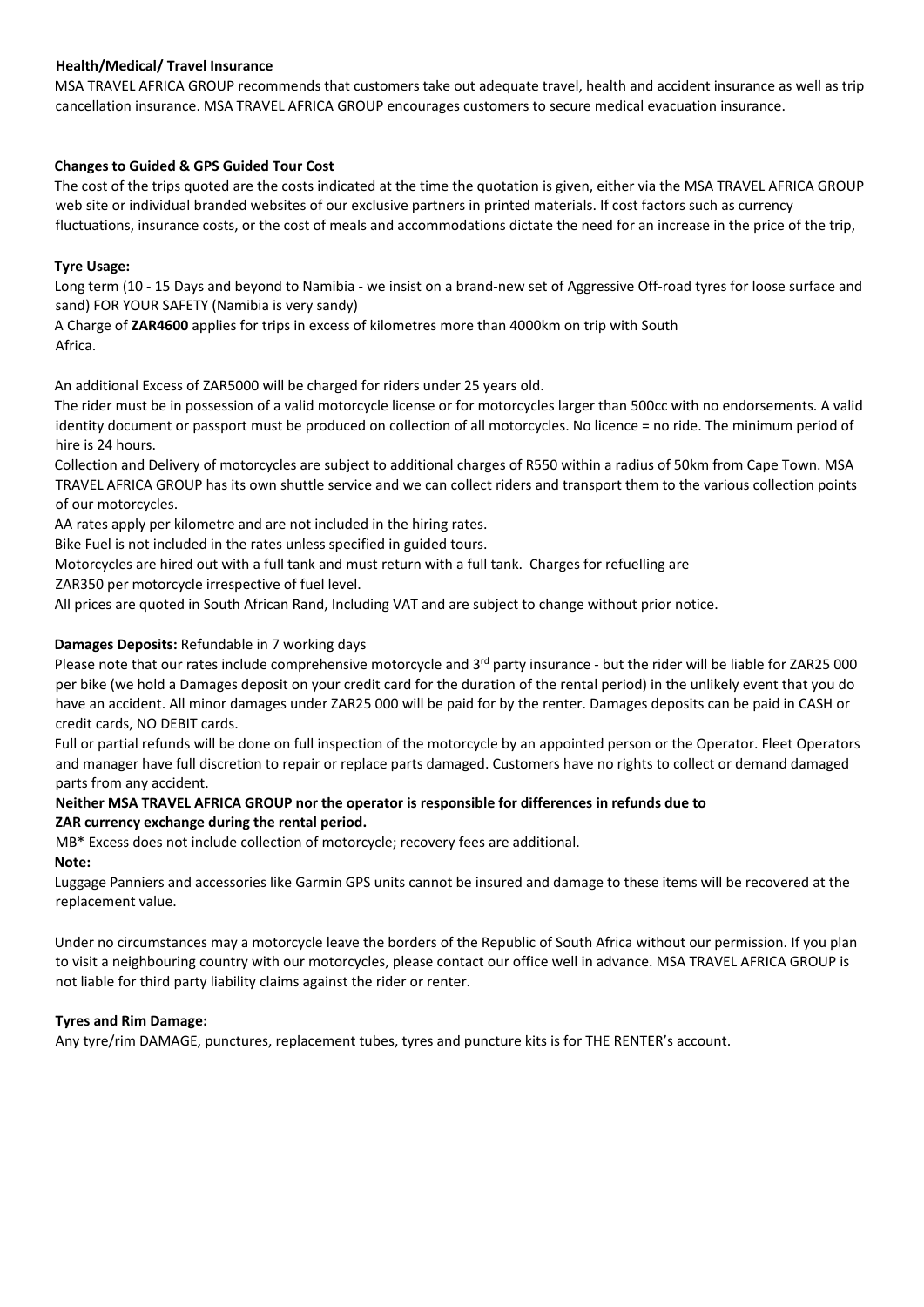**Health/Medical/ Travel Insurance**

MSA TRAVEL AFRICA GROUP recommends that customers take out adequate travel, health and accident insurance as well as trip cancellation insurance. MSA TRAVEL AFRICA GROUP encourages customers to secure medical evacuation insurance.

**Changes to Guided & GPS Guided Tour Cost**

The cost of the trips quoted are the costs indicated at the time the quotation is given, either via the MSA TRAVEL AFRICA GROUP web site or individual branded websites of our exclusive partners in printed materials. If cost factors such as currency fluctuations, insurance costs, or the cost of meals and accommodations dictate the need for an increase in the price of the trip,

**Tyre Usage:**

Long term (10 - 15 Days and beyond to Namibia - we insist on a brand-new set of Aggressive Off-road tyres for loose surface and sand) FOR YOUR SAFETY (Namibia is very sandy)

A Charge of **ZAR4600** applies for trips in excess of kilometres more than 4000km on trip with South Africa.

An additional Excess of ZAR5000 will be charged for riders under 25 years old.

The rider must be in possession of a valid motorcycle license or for motorcycles larger than 500cc with no endorsements. A valid identity document or passport must be produced on collection of all motorcycles. No licence = no ride. The minimum period of hire is 24 hours.

Collection and Delivery of motorcycles are subject to additional charges of R550 within a radius of 50km from Cape Town. MSA TRAVEL AFRICA GROUP has its own shuttle service and we can collect riders and transport them to the various collection points of our motorcycles.

AA rates apply per kilometre and are not included in the hiring rates.

Bike Fuel is not included in the rates unless specified in guided tours.

Motorcycles are hired out with a full tank and must return with a full tank. Charges for refuelling are ZAR350 per motorcycle irrespective of fuel level.

All prices are quoted in South African Rand, Including VAT and are subject to change without prior notice.

**Damages Deposits:** Refundable in 7 working days

Please note that our rates include comprehensive motorcycle and 3rd party insurance - but the rider will be liable for ZAR25 000 per bike (we hold a Damages deposit on your credit card for the duration of the rental period) in the unlikely event that you do have an accident. All minor damages under ZAR25 000 will be paid for by the renter. Damages deposits can be paid in CASH or credit cards, NO DEBIT cards.

Full or partial refunds will be done on full inspection of the motorcycle by an appointed person or the Operator. Fleet Operators and manager have full discretion to repair or replace parts damaged. Customers have no rights to collect or demand damaged parts from any accident.

**Neither MSA TRAVEL AFRICA GROUP nor the operator is responsible for differences in refunds due to ZAR currency exchange during the rental period.**

MB* Excess does not include collection of motorcycle; recovery fees are additional.

**Note:**

Luggage Panniers and accessories like Garmin GPS units cannot be insured and damage to these items will be recovered at the replacement value.

Under no circumstances may a motorcycle leave the borders of the Republic of South Africa without our permission. If you plan to visit a neighbouring country with our motorcycles, please contact our office well in advance. MSA TRAVEL AFRICA GROUP is not liable for third party liability claims against the rider or renter.

**Tyres and Rim Damage:**

Any tyre/rim DAMAGE, punctures, replacement tubes, tyres and puncture kits is for THE RENTER's account.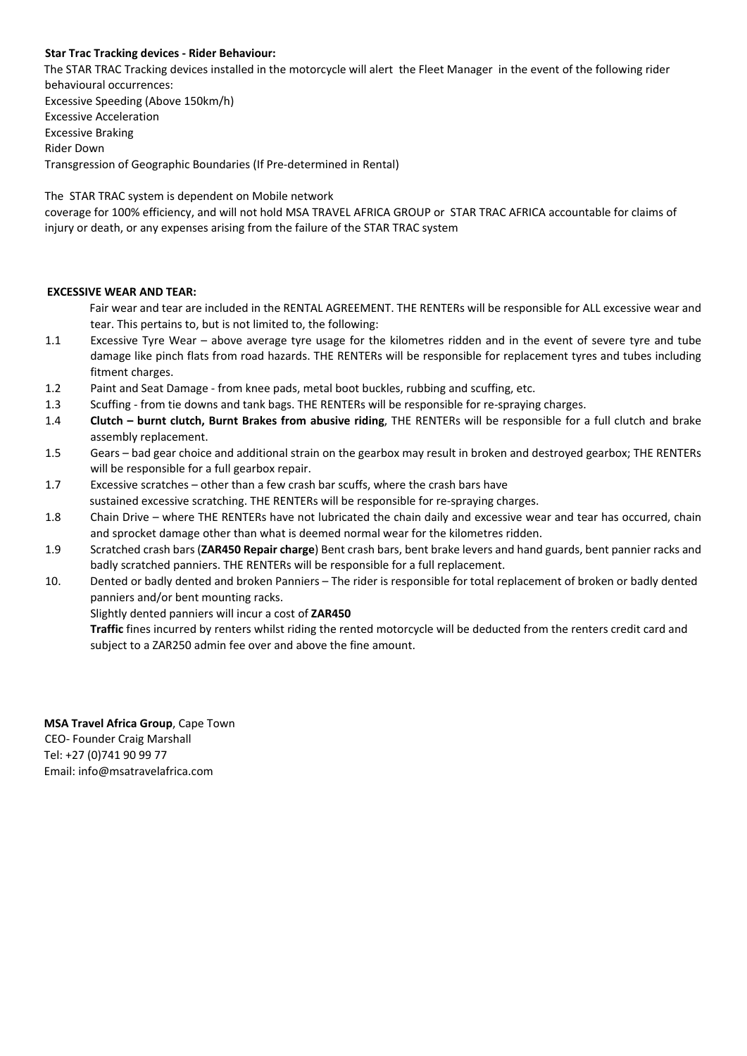**Star Trac Tracking devices - Rider Behaviour:**

The STAR TRAC Tracking devices installed in the motorcycle will alert the Fleet Manager in the event of the following rider behavioural occurrences:

Excessive Speeding (Above 150km/h)
Excessive Acceleration
Excessive Braking
Rider Down
Transgression of Geographic Boundaries (If Pre-determined in Rental)

The STAR TRAC system is dependent on Mobile network coverage for 100% efficiency, and will not hold MSA TRAVEL AFRICA GROUP or STAR TRAC AFRICA accountable for claims of injury or death, or any expenses arising from the failure of the STAR TRAC system

**EXCESSIVE WEAR AND TEAR:**

Fair wear and tear are included in the RENTAL AGREEMENT. THE RENTERs will be responsible for ALL excessive wear and tear. This pertains to, but is not limited to, the following:

1.1 Excessive Tyre Wear – above average tyre usage for the kilometres ridden and in the event of severe tyre and tube damage like pinch flats from road hazards. THE RENTERs will be responsible for replacement tyres and tubes including fitment charges.

1.2 Paint and Seat Damage - from knee pads, metal boot buckles, rubbing and scuffing, etc.

1.3 Scuffing - from tie downs and tank bags. THE RENTERs will be responsible for re-spraying charges.

1.4 **Clutch – burnt clutch, Burnt Brakes from abusive riding**, THE RENTERs will be responsible for a full clutch and brake assembly replacement.

1.5 Gears – bad gear choice and additional strain on the gearbox may result in broken and destroyed gearbox; THE RENTERs will be responsible for a full gearbox repair.

1.7 Excessive scratches – other than a few crash bar scuffs, where the crash bars have sustained excessive scratching. THE RENTERs will be responsible for re-spraying charges.

1.8 Chain Drive – where THE RENTERs have not lubricated the chain daily and excessive wear and tear has occurred, chain and sprocket damage other than what is deemed normal wear for the kilometres ridden.

1.9 Scratched crash bars (**ZAR450 Repair charge**) Bent crash bars, bent brake levers and hand guards, bent pannier racks and badly scratched panniers. THE RENTERs will be responsible for a full replacement.

10. Dented or badly dented and broken Panniers – The rider is responsible for total replacement of broken or badly dented panniers and/or bent mounting racks.

Slightly dented panniers will incur a cost of **ZAR450**

**Traffic** fines incurred by renters whilst riding the rented motorcycle will be deducted from the renters credit card and subject to a ZAR250 admin fee over and above the fine amount.

**MSA Travel Africa Group**, Cape Town
CEO- Founder Craig Marshall
Tel: +27 (0)741 90 99 77
Email: info@msatravelafrica.com